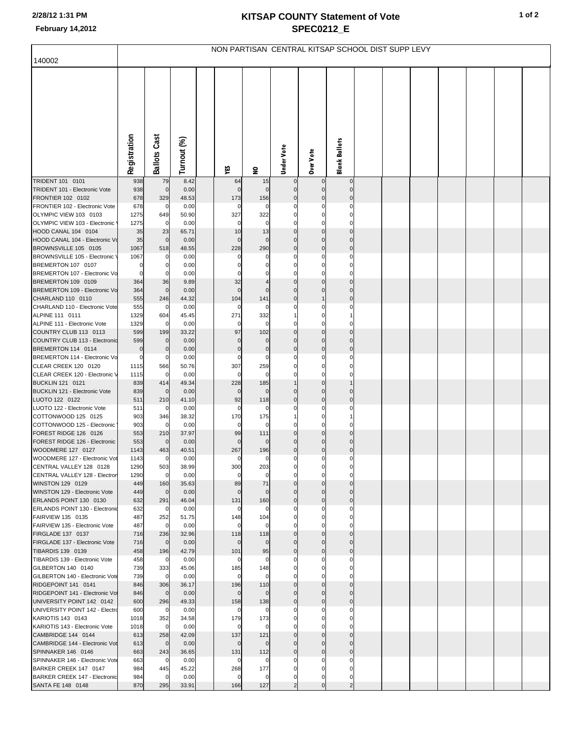**2/28/12 1:31 PM**

**February 14,2012**

# KITSAP COUNTY Statement of Vote
## SPEC0212_E

NON PARTISAN CENTRAL KITSAP SCHOOL DIST SUPP LEVY

140002

| | Registration | Ballots Cast | Turnout (%) | | YES | NO | Under Vote | Over Vote | Blank Ballots |
|---|---|---|---|---|---|---|---|---|---|
| TRIDENT 101 0101 | 938 | 79 | 8.42 | | 64 | 15 | 0 | 0 | 0 |
| TRIDENT 101 - Electronic Vote | 938 | 0 | 0.00 | | 0 | 0 | 0 | 0 | 0 |
| FRONTIER 102 0102 | 678 | 329 | 48.53 | | 173 | 156 | 0 | 0 | 0 |
| FRONTIER 102 - Electronic Vote | 678 | 0 | 0.00 | | 0 | 0 | 0 | 0 | 0 |
| OLYMPIC VIEW 103 0103 | 1275 | 649 | 50.90 | | 327 | 322 | 0 | 0 | 0 |
| OLYMPIC VIEW 103 - Electronic | 1275 | 0 | 0.00 | | 0 | 0 | 0 | 0 | 0 |
| HOOD CANAL 104 0104 | 35 | 23 | 65.71 | | 10 | 13 | 0 | 0 | 0 |
| HOOD CANAL 104 - Electronic Vo | 35 | 0 | 0.00 | | 0 | 0 | 0 | 0 | 0 |
| BROWNSVILLE 105 0105 | 1067 | 518 | 48.55 | | 228 | 290 | 0 | 0 | 0 |
| BROWNSVILLE 105 - Electronic | 1067 | 0 | 0.00 | | 0 | 0 | 0 | 0 | 0 |
| BREMERTON 107 0107 | 0 | 0 | 0.00 | | 0 | 0 | 0 | 0 | 0 |
| BREMERTON 107 - Electronic Vo | 0 | 0 | 0.00 | | 0 | 0 | 0 | 0 | 0 |
| BREMERTON 109 0109 | 364 | 36 | 9.89 | | 32 | 4 | 0 | 0 | 0 |
| BREMERTON 109 - Electronic Vo | 364 | 0 | 0.00 | | 0 | 0 | 0 | 0 | 0 |
| CHARLAND 110 0110 | 555 | 246 | 44.32 | | 104 | 141 | 0 | 1 | 0 |
| CHARLAND 110 - Electronic Vote | 555 | 0 | 0.00 | | 0 | 0 | 0 | 0 | 0 |
| ALPINE 111 0111 | 1329 | 604 | 45.45 | | 271 | 332 | 1 | 0 | 1 |
| ALPINE 111 - Electronic Vote | 1329 | 0 | 0.00 | | 0 | 0 | 0 | 0 | 0 |
| COUNTRY CLUB 113 0113 | 599 | 199 | 33.22 | | 97 | 102 | 0 | 0 | 0 |
| COUNTRY CLUB 113 - Electronic | 599 | 0 | 0.00 | | 0 | 0 | 0 | 0 | 0 |
| BREMERTON 114 0114 | 0 | 0 | 0.00 | | 0 | 0 | 0 | 0 | 0 |
| BREMERTON 114 - Electronic Vo | 0 | 0 | 0.00 | | 0 | 0 | 0 | 0 | 0 |
| CLEAR CREEK 120 0120 | 1115 | 566 | 50.76 | | 307 | 259 | 0 | 0 | 0 |
| CLEAR CREEK 120 - Electronic V | 1115 | 0 | 0.00 | | 0 | 0 | 0 | 0 | 0 |
| BUCKLIN 121 0121 | 839 | 414 | 49.34 | | 228 | 185 | 1 | 0 | 1 |
| BUCKLIN 121 - Electronic Vote | 839 | 0 | 0.00 | | 0 | 0 | 0 | 0 | 0 |
| LUOTO 122 0122 | 511 | 210 | 41.10 | | 92 | 118 | 0 | 0 | 0 |
| LUOTO 122 - Electronic Vote | 511 | 0 | 0.00 | | 0 | 0 | 0 | 0 | 0 |
| COTTONWOOD 125 0125 | 903 | 346 | 38.32 | | 170 | 175 | 1 | 0 | 1 |
| COTTONWOOD 125 - Electronic | 903 | 0 | 0.00 | | 0 | 0 | 0 | 0 | 0 |
| FOREST RIDGE 126 0126 | 553 | 210 | 37.97 | | 99 | 111 | 0 | 0 | 0 |
| FOREST RIDGE 126 - Electronic | 553 | 0 | 0.00 | | 0 | 0 | 0 | 0 | 0 |
| WOODMERE 127 0127 | 1143 | 463 | 40.51 | | 267 | 196 | 0 | 0 | 0 |
| WOODMERE 127 - Electronic Vot | 1143 | 0 | 0.00 | | 0 | 0 | 0 | 0 | 0 |
| CENTRAL VALLEY 128 0128 | 1290 | 503 | 38.99 | | 300 | 203 | 0 | 0 | 0 |
| CENTRAL VALLEY 128 - Electron | 1290 | 0 | 0.00 | | 0 | 0 | 0 | 0 | 0 |
| WINSTON 129 0129 | 449 | 160 | 35.63 | | 89 | 71 | 0 | 0 | 0 |
| WINSTON 129 - Electronic Vote | 449 | 0 | 0.00 | | 0 | 0 | 0 | 0 | 0 |
| ERLANDS POINT 130 0130 | 632 | 291 | 46.04 | | 131 | 160 | 0 | 0 | 0 |
| ERLANDS POINT 130 - Electronic | 632 | 0 | 0.00 | | 0 | 0 | 0 | 0 | 0 |
| FAIRVIEW 135 0135 | 487 | 252 | 51.75 | | 148 | 104 | 0 | 0 | 0 |
| FAIRVIEW 135 - Electronic Vote | 487 | 0 | 0.00 | | 0 | 0 | 0 | 0 | 0 |
| FIRGLADE 137 0137 | 716 | 236 | 32.96 | | 118 | 118 | 0 | 0 | 0 |
| FIRGLADE 137 - Electronic Vote | 716 | 0 | 0.00 | | 0 | 0 | 0 | 0 | 0 |
| TIBARDIS 139 0139 | 458 | 196 | 42.79 | | 101 | 95 | 0 | 0 | 0 |
| TIBARDIS 139 - Electronic Vote | 458 | 0 | 0.00 | | 0 | 0 | 0 | 0 | 0 |
| GILBERTON 140 0140 | 739 | 333 | 45.06 | | 185 | 148 | 0 | 0 | 0 |
| GILBERTON 140 - Electronic Vote | 739 | 0 | 0.00 | | 0 | 0 | 0 | 0 | 0 |
| RIDGEPOINT 141 0141 | 846 | 306 | 36.17 | | 196 | 110 | 0 | 0 | 0 |
| RIDGEPOINT 141 - Electronic Vo | 846 | 0 | 0.00 | | 0 | 0 | 0 | 0 | 0 |
| UNIVERSITY POINT 142 0142 | 600 | 296 | 49.33 | | 158 | 138 | 0 | 0 | 0 |
| UNIVERSITY POINT 142 - Electro | 600 | 0 | 0.00 | | 0 | 0 | 0 | 0 | 0 |
| KARIOTIS 143 0143 | 1018 | 352 | 34.58 | | 179 | 173 | 0 | 0 | 0 |
| KARIOTIS 143 - Electronic Vote | 1018 | 0 | 0.00 | | 0 | 0 | 0 | 0 | 0 |
| CAMBRIDGE 144 0144 | 613 | 258 | 42.09 | | 137 | 121 | 0 | 0 | 0 |
| CAMBRIDGE 144 - Electronic Vot | 613 | 0 | 0.00 | | 0 | 0 | 0 | 0 | 0 |
| SPINNAKER 146 0146 | 663 | 243 | 36.65 | | 131 | 112 | 0 | 0 | 0 |
| SPINNAKER 146 - Electronic Vote | 663 | 0 | 0.00 | | 0 | 0 | 0 | 0 | 0 |
| BARKER CREEK 147 0147 | 984 | 445 | 45.22 | | 268 | 177 | 0 | 0 | 0 |
| BARKER CREEK 147 - Electronic | 984 | 0 | 0.00 | | 0 | 0 | 0 | 0 | 0 |
| SANTA FE 148 0148 | 870 | 295 | 33.91 | | 166 | 127 | 2 | 0 | 2 |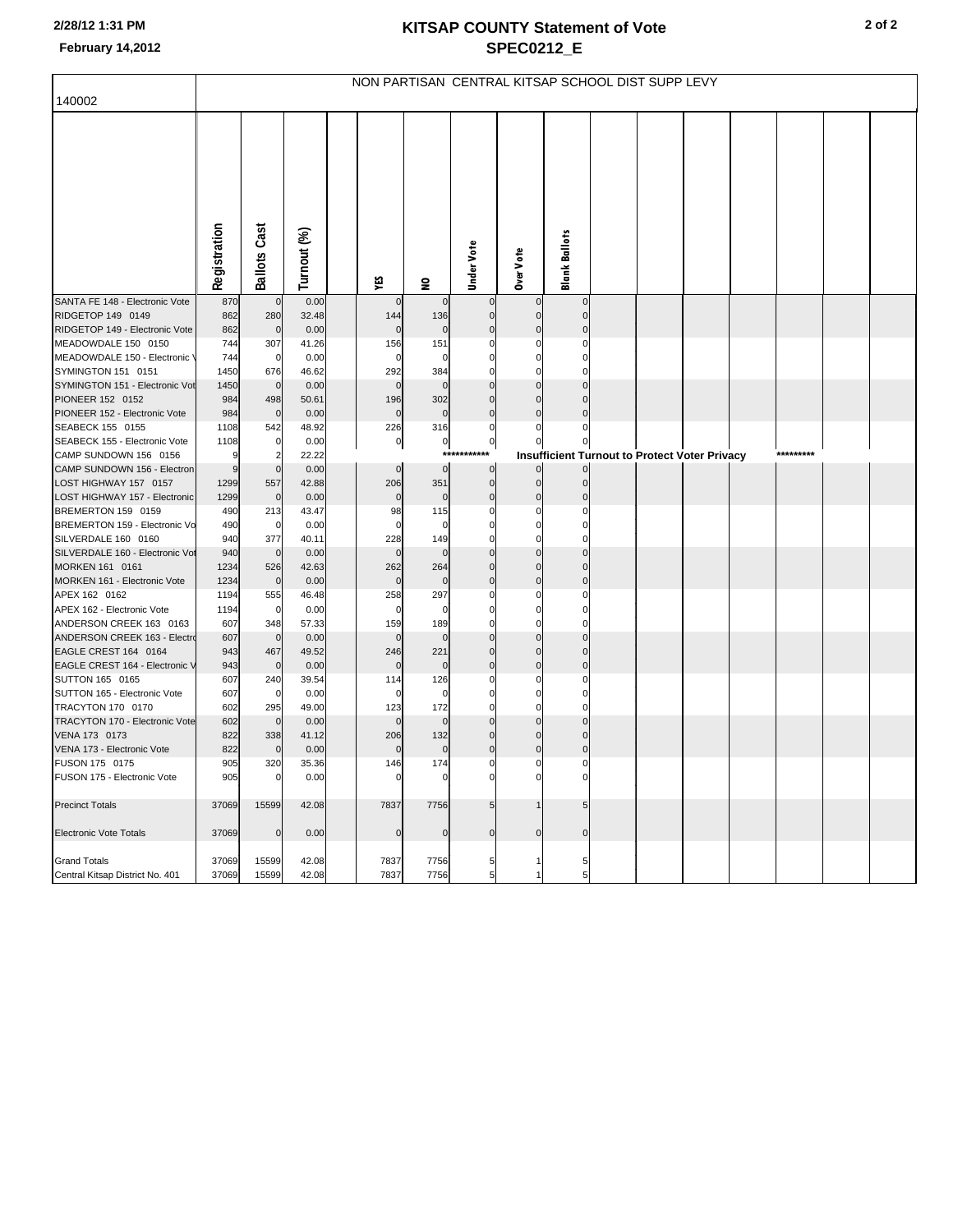**2/28/12 1:31 PM**

**February 14,2012**

# KITSAP COUNTY Statement of Vote
## SPEC0212_E

140002

NON PARTISAN CENTRAL KITSAP SCHOOL DIST SUPP LEVY

| | Registration | Ballots Cast | Turnout (%) | | YES | NO | Under Vote | Over Vote | Blank Ballots |
|---|---|---|---|---|---|---|---|---|---|
| SANTA FE 148 - Electronic Vote | 870 | 0 | 0.00 | | 0 | 0 | 0 | 0 | 0 |
| RIDGETOP 149 0149 | 862 | 280 | 32.48 | | 144 | 136 | 0 | 0 | 0 |
| RIDGETOP 149 - Electronic Vote | 862 | 0 | 0.00 | | 0 | 0 | 0 | 0 | 0 |
| MEADOWDALE 150 0150 | 744 | 307 | 41.26 | | 156 | 151 | 0 | 0 | 0 |
| MEADOWDALE 150 - Electronic V | 744 | 0 | 0.00 | | 0 | 0 | 0 | 0 | 0 |
| SYMINGTON 151 0151 | 1450 | 676 | 46.62 | | 292 | 384 | 0 | 0 | 0 |
| SYMINGTON 151 - Electronic Vot | 1450 | 0 | 0.00 | | 0 | 0 | 0 | 0 | 0 |
| PIONEER 152 0152 | 984 | 498 | 50.61 | | 196 | 302 | 0 | 0 | 0 |
| PIONEER 152 - Electronic Vote | 984 | 0 | 0.00 | | 0 | 0 | 0 | 0 | 0 |
| SEABECK 155 0155 | 1108 | 542 | 48.92 | | 226 | 316 | 0 | 0 | 0 |
| SEABECK 155 - Electronic Vote | 1108 | 0 | 0.00 | | 0 | 0 | 0 | 0 | 0 |
| CAMP SUNDOWN 156 0156 | 9 | 2 | 22.22 | | | | *********** | Insufficient Turnout to Protect Voter Privacy | ********* |
| CAMP SUNDOWN 156 - Electron | 9 | 0 | 0.00 | | 0 | 0 | 0 | 0 | 0 |
| LOST HIGHWAY 157 0157 | 1299 | 557 | 42.88 | | 206 | 351 | 0 | 0 | 0 |
| LOST HIGHWAY 157 - Electronic | 1299 | 0 | 0.00 | | 0 | 0 | 0 | 0 | 0 |
| BREMERTON 159 0159 | 490 | 213 | 43.47 | | 98 | 115 | 0 | 0 | 0 |
| BREMERTON 159 - Electronic Vo | 490 | 0 | 0.00 | | 0 | 0 | 0 | 0 | 0 |
| SILVERDALE 160 0160 | 940 | 377 | 40.11 | | 228 | 149 | 0 | 0 | 0 |
| SILVERDALE 160 - Electronic Vot | 940 | 0 | 0.00 | | 0 | 0 | 0 | 0 | 0 |
| MORKEN 161 0161 | 1234 | 526 | 42.63 | | 262 | 264 | 0 | 0 | 0 |
| MORKEN 161 - Electronic Vote | 1234 | 0 | 0.00 | | 0 | 0 | 0 | 0 | 0 |
| APEX 162 0162 | 1194 | 555 | 46.48 | | 258 | 297 | 0 | 0 | 0 |
| APEX 162 - Electronic Vote | 1194 | 0 | 0.00 | | 0 | 0 | 0 | 0 | 0 |
| ANDERSON CREEK 163 0163 | 607 | 348 | 57.33 | | 159 | 189 | 0 | 0 | 0 |
| ANDERSON CREEK 163 - Electro | 607 | 0 | 0.00 | | 0 | 0 | 0 | 0 | 0 |
| EAGLE CREST 164 0164 | 943 | 467 | 49.52 | | 246 | 221 | 0 | 0 | 0 |
| EAGLE CREST 164 - Electronic V | 943 | 0 | 0.00 | | 0 | 0 | 0 | 0 | 0 |
| SUTTON 165 0165 | 607 | 240 | 39.54 | | 114 | 126 | 0 | 0 | 0 |
| SUTTON 165 - Electronic Vote | 607 | 0 | 0.00 | | 0 | 0 | 0 | 0 | 0 |
| TRACYTON 170 0170 | 602 | 295 | 49.00 | | 123 | 172 | 0 | 0 | 0 |
| TRACYTON 170 - Electronic Vote | 602 | 0 | 0.00 | | 0 | 0 | 0 | 0 | 0 |
| VENA 173 0173 | 822 | 338 | 41.12 | | 206 | 132 | 0 | 0 | 0 |
| VENA 173 - Electronic Vote | 822 | 0 | 0.00 | | 0 | 0 | 0 | 0 | 0 |
| FUSON 175 0175 | 905 | 320 | 35.36 | | 146 | 174 | 0 | 0 | 0 |
| FUSON 175 - Electronic Vote | 905 | 0 | 0.00 | | 0 | 0 | 0 | 0 | 0 |
| Precinct Totals | 37069 | 15599 | 42.08 | | 7837 | 7756 | 5 | 1 | 5 |
| Electronic Vote Totals | 37069 | 0 | 0.00 | | 0 | 0 | 0 | 0 | 0 |
| Grand Totals | 37069 | 15599 | 42.08 | | 7837 | 7756 | 5 | 1 | 5 |
| Central Kitsap District No. 401 | 37069 | 15599 | 42.08 | | 7837 | 7756 | 5 | 1 | 5 |